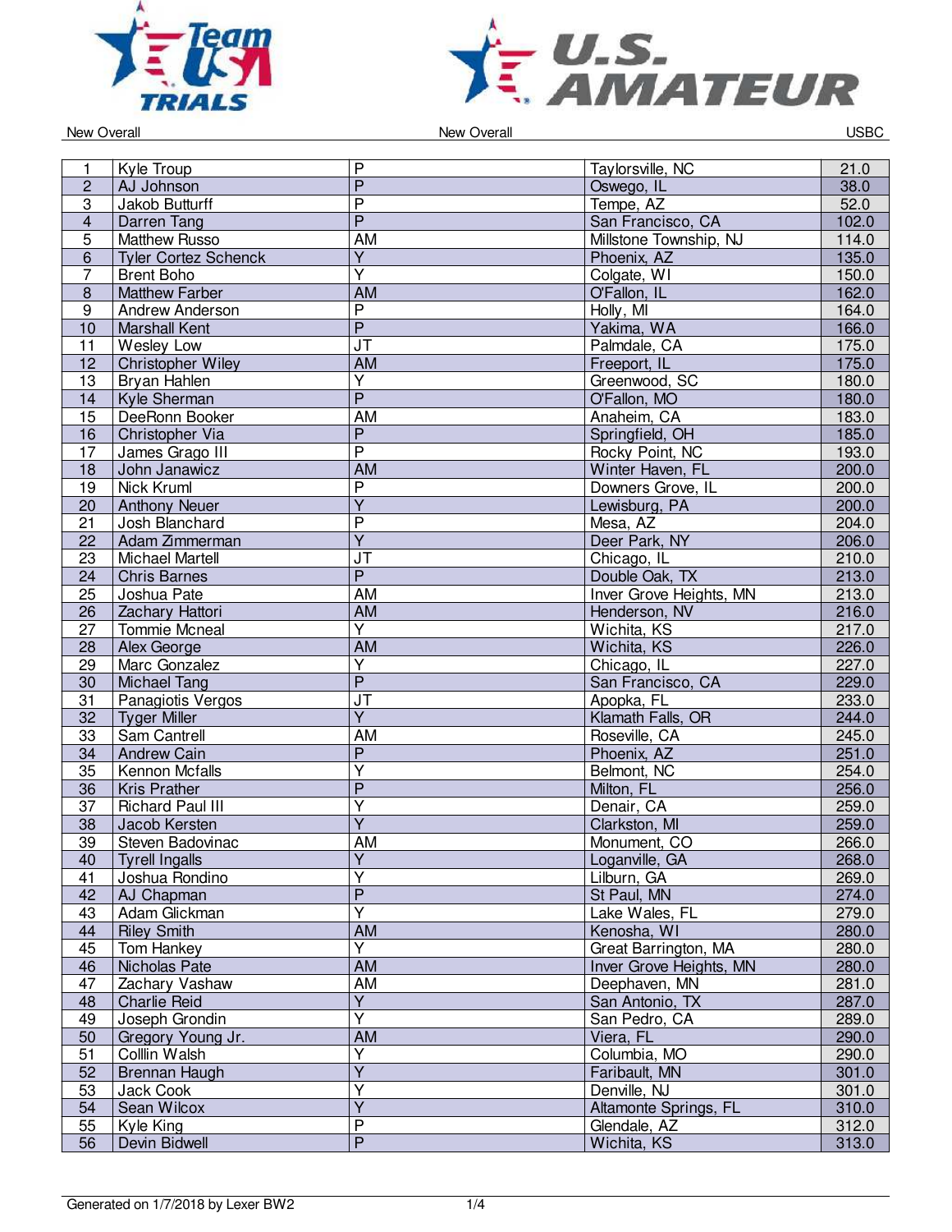New Overall

| | | | | |
|---|---|---|---|---|
| 1 | Kyle Troup | P | Taylorsville, NC | 21.0 |
| 2 | AJ Johnson | P | Oswego, IL | 38.0 |
| 3 | Jakob Butturff | P | Tempe, AZ | 52.0 |
| 4 | Darren Tang | P | San Francisco, CA | 102.0 |
| 5 | Matthew Russo | AM | Millstone Township, NJ | 114.0 |
| 6 | Tyler Cortez Schenck | Y | Phoenix, AZ | 135.0 |
| 7 | Brent Boho | Y | Colgate, WI | 150.0 |
| 8 | Matthew Farber | AM | O'Fallon, IL | 162.0 |
| 9 | Andrew Anderson | P | Holly, MI | 164.0 |
| 10 | Marshall Kent | P | Yakima, WA | 166.0 |
| 11 | Wesley Low | JT | Palmdale, CA | 175.0 |
| 12 | Christopher Wiley | AM | Freeport, IL | 175.0 |
| 13 | Bryan Hahlen | Y | Greenwood, SC | 180.0 |
| 14 | Kyle Sherman | P | O'Fallon, MO | 180.0 |
| 15 | DeeRonn Booker | AM | Anaheim, CA | 183.0 |
| 16 | Christopher Via | P | Springfield, OH | 185.0 |
| 17 | James Grago III | P | Rocky Point, NC | 193.0 |
| 18 | John Janawicz | AM | Winter Haven, FL | 200.0 |
| 19 | Nick Kruml | P | Downers Grove, IL | 200.0 |
| 20 | Anthony Neuer | Y | Lewisburg, PA | 200.0 |
| 21 | Josh Blanchard | P | Mesa, AZ | 204.0 |
| 22 | Adam Zimmerman | Y | Deer Park, NY | 206.0 |
| 23 | Michael Martell | JT | Chicago, IL | 210.0 |
| 24 | Chris Barnes | P | Double Oak, TX | 213.0 |
| 25 | Joshua Pate | AM | Inver Grove Heights, MN | 213.0 |
| 26 | Zachary Hattori | AM | Henderson, NV | 216.0 |
| 27 | Tommie Mcneal | Y | Wichita, KS | 217.0 |
| 28 | Alex George | AM | Wichita, KS | 226.0 |
| 29 | Marc Gonzalez | Y | Chicago, IL | 227.0 |
| 30 | Michael Tang | P | San Francisco, CA | 229.0 |
| 31 | Panagiotis Vergos | JT | Apopka, FL | 233.0 |
| 32 | Tyger Miller | Y | Klamath Falls, OR | 244.0 |
| 33 | Sam Cantrell | AM | Roseville, CA | 245.0 |
| 34 | Andrew Cain | P | Phoenix, AZ | 251.0 |
| 35 | Kennon Mcfalls | Y | Belmont, NC | 254.0 |
| 36 | Kris Prather | P | Milton, FL | 256.0 |
| 37 | Richard Paul III | Y | Denair, CA | 259.0 |
| 38 | Jacob Kersten | Y | Clarkston, MI | 259.0 |
| 39 | Steven Badovinac | AM | Monument, CO | 266.0 |
| 40 | Tyrell Ingalls | Y | Loganville, GA | 268.0 |
| 41 | Joshua Rondino | Y | Lilburn, GA | 269.0 |
| 42 | AJ Chapman | P | St Paul, MN | 274.0 |
| 43 | Adam Glickman | Y | Lake Wales, FL | 279.0 |
| 44 | Riley Smith | AM | Kenosha, WI | 280.0 |
| 45 | Tom Hankey | Y | Great Barrington, MA | 280.0 |
| 46 | Nicholas Pate | AM | Inver Grove Heights, MN | 280.0 |
| 47 | Zachary Vashaw | AM | Deephaven, MN | 281.0 |
| 48 | Charlie Reid | Y | San Antonio, TX | 287.0 |
| 49 | Joseph Grondin | Y | San Pedro, CA | 289.0 |
| 50 | Gregory Young Jr. | AM | Viera, FL | 290.0 |
| 51 | Colllin Walsh | Y | Columbia, MO | 290.0 |
| 52 | Brennan Haugh | Y | Faribault, MN | 301.0 |
| 53 | Jack Cook | Y | Denville, NJ | 301.0 |
| 54 | Sean Wilcox | Y | Altamonte Springs, FL | 310.0 |
| 55 | Kyle King | P | Glendale, AZ | 312.0 |
| 56 | Devin Bidwell | P | Wichita, KS | 313.0 |

Generated on 1/7/2018 by Lexer BW2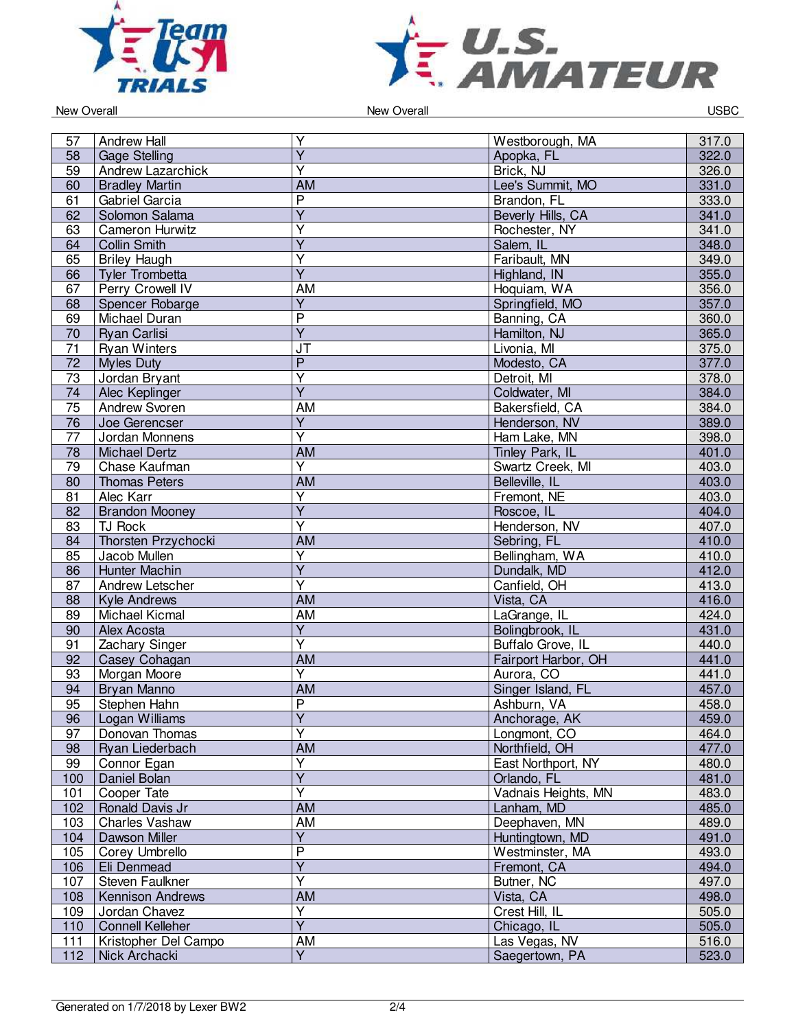| | | | | |
|---|---|---|---|---|
| 57 | Andrew Hall | Y | Westborough, MA | 317.0 |
| 58 | Gage Stelling | Y | Apopka, FL | 322.0 |
| 59 | Andrew Lazarchick | Y | Brick, NJ | 326.0 |
| 60 | Bradley Martin | AM | Lee's Summit, MO | 331.0 |
| 61 | Gabriel Garcia | P | Brandon, FL | 333.0 |
| 62 | Solomon Salama | Y | Beverly Hills, CA | 341.0 |
| 63 | Cameron Hurwitz | Y | Rochester, NY | 341.0 |
| 64 | Collin Smith | Y | Salem, IL | 348.0 |
| 65 | Briley Haugh | Y | Faribault, MN | 349.0 |
| 66 | Tyler Trombetta | Y | Highland, IN | 355.0 |
| 67 | Perry Crowell IV | AM | Hoquiam, WA | 356.0 |
| 68 | Spencer Robarge | Y | Springfield, MO | 357.0 |
| 69 | Michael Duran | P | Banning, CA | 360.0 |
| 70 | Ryan Carlisi | Y | Hamilton, NJ | 365.0 |
| 71 | Ryan Winters | JT | Livonia, MI | 375.0 |
| 72 | Myles Duty | P | Modesto, CA | 377.0 |
| 73 | Jordan Bryant | Y | Detroit, MI | 378.0 |
| 74 | Alec Keplinger | Y | Coldwater, MI | 384.0 |
| 75 | Andrew Svoren | AM | Bakersfield, CA | 384.0 |
| 76 | Joe Gerencser | Y | Henderson, NV | 389.0 |
| 77 | Jordan Monnens | Y | Ham Lake, MN | 398.0 |
| 78 | Michael Dertz | AM | Tinley Park, IL | 401.0 |
| 79 | Chase Kaufman | Y | Swartz Creek, MI | 403.0 |
| 80 | Thomas Peters | AM | Belleville, IL | 403.0 |
| 81 | Alec Karr | Y | Fremont, NE | 403.0 |
| 82 | Brandon Mooney | Y | Roscoe, IL | 404.0 |
| 83 | TJ Rock | Y | Henderson, NV | 407.0 |
| 84 | Thorsten Przychocki | AM | Sebring, FL | 410.0 |
| 85 | Jacob Mullen | Y | Bellingham, WA | 410.0 |
| 86 | Hunter Machin | Y | Dundalk, MD | 412.0 |
| 87 | Andrew Letscher | Y | Canfield, OH | 413.0 |
| 88 | Kyle Andrews | AM | Vista, CA | 416.0 |
| 89 | Michael Kicmal | AM | LaGrange, IL | 424.0 |
| 90 | Alex Acosta | Y | Bolingbrook, IL | 431.0 |
| 91 | Zachary Singer | Y | Buffalo Grove, IL | 440.0 |
| 92 | Casey Cohagan | AM | Fairport Harbor, OH | 441.0 |
| 93 | Morgan Moore | Y | Aurora, CO | 441.0 |
| 94 | Bryan Manno | AM | Singer Island, FL | 457.0 |
| 95 | Stephen Hahn | P | Ashburn, VA | 458.0 |
| 96 | Logan Williams | Y | Anchorage, AK | 459.0 |
| 97 | Donovan Thomas | Y | Longmont, CO | 464.0 |
| 98 | Ryan Liederbach | AM | Northfield, OH | 477.0 |
| 99 | Connor Egan | Y | East Northport, NY | 480.0 |
| 100 | Daniel Bolan | Y | Orlando, FL | 481.0 |
| 101 | Cooper Tate | Y | Vadnais Heights, MN | 483.0 |
| 102 | Ronald Davis Jr | AM | Lanham, MD | 485.0 |
| 103 | Charles Vashaw | AM | Deephaven, MN | 489.0 |
| 104 | Dawson Miller | Y | Huntingtown, MD | 491.0 |
| 105 | Corey Umbrello | P | Westminster, MA | 493.0 |
| 106 | Eli Denmead | Y | Fremont, CA | 494.0 |
| 107 | Steven Faulkner | Y | Butner, NC | 497.0 |
| 108 | Kennison Andrews | AM | Vista, CA | 498.0 |
| 109 | Jordan Chavez | Y | Crest Hill, IL | 505.0 |
| 110 | Connell Kelleher | Y | Chicago, IL | 505.0 |
| 111 | Kristopher Del Campo | AM | Las Vegas, NV | 516.0 |
| 112 | Nick Archacki | Y | Saegertown, PA | 523.0 |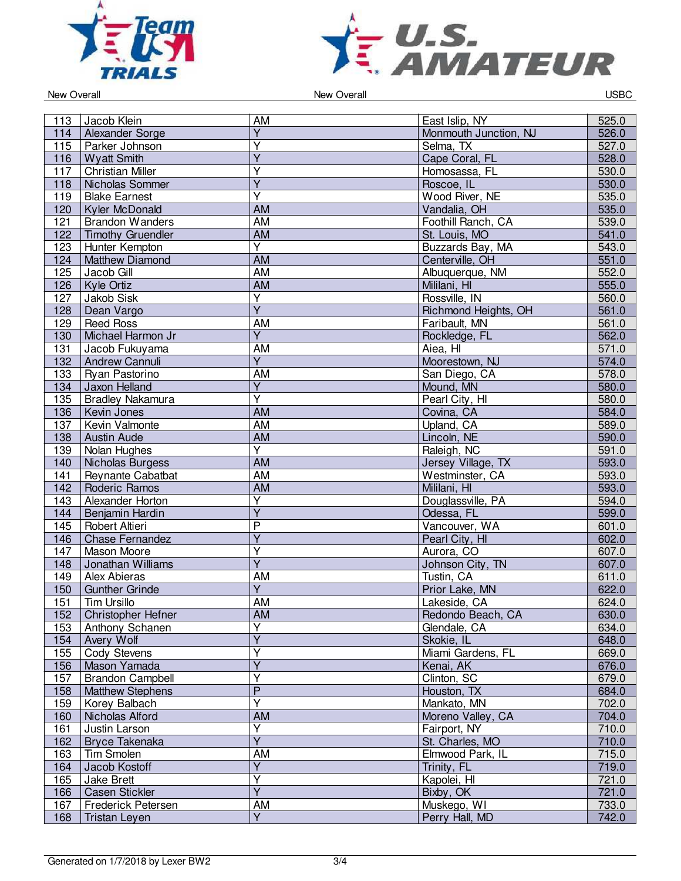| 113 | Jacob Klein | AM | East Islip, NY | 525.0 |
|---|---|---|---|---|
| 114 | Alexander Sorge | Y | Monmouth Junction, NJ | 526.0 |
| 115 | Parker Johnson | Y | Selma, TX | 527.0 |
| 116 | Wyatt Smith | Y | Cape Coral, FL | 528.0 |
| 117 | Christian Miller | Y | Homosassa, FL | 530.0 |
| 118 | Nicholas Sommer | Y | Roscoe, IL | 530.0 |
| 119 | Blake Earnest | Y | Wood River, NE | 535.0 |
| 120 | Kyler McDonald | AM | Vandalia, OH | 535.0 |
| 121 | Brandon Wanders | AM | Foothill Ranch, CA | 539.0 |
| 122 | Timothy Gruendler | AM | St. Louis, MO | 541.0 |
| 123 | Hunter Kempton | Y | Buzzards Bay, MA | 543.0 |
| 124 | Matthew Diamond | AM | Centerville, OH | 551.0 |
| 125 | Jacob Gill | AM | Albuquerque, NM | 552.0 |
| 126 | Kyle Ortiz | AM | Mililani, HI | 555.0 |
| 127 | Jakob Sisk | Y | Rossville, IN | 560.0 |
| 128 | Dean Vargo | Y | Richmond Heights, OH | 561.0 |
| 129 | Reed Ross | AM | Faribault, MN | 561.0 |
| 130 | Michael Harmon Jr | Y | Rockledge, FL | 562.0 |
| 131 | Jacob Fukuyama | AM | Aiea, HI | 571.0 |
| 132 | Andrew Cannuli | Y | Moorestown, NJ | 574.0 |
| 133 | Ryan Pastorino | AM | San Diego, CA | 578.0 |
| 134 | Jaxon Helland | Y | Mound, MN | 580.0 |
| 135 | Bradley Nakamura | Y | Pearl City, HI | 580.0 |
| 136 | Kevin Jones | AM | Covina, CA | 584.0 |
| 137 | Kevin Valmonte | AM | Upland, CA | 589.0 |
| 138 | Austin Aude | AM | Lincoln, NE | 590.0 |
| 139 | Nolan Hughes | Y | Raleigh, NC | 591.0 |
| 140 | Nicholas Burgess | AM | Jersey Village, TX | 593.0 |
| 141 | Reynante Cabatbat | AM | Westminster, CA | 593.0 |
| 142 | Roderic Ramos | AM | Mililani, HI | 593.0 |
| 143 | Alexander Horton | Y | Douglassville, PA | 594.0 |
| 144 | Benjamin Hardin | Y | Odessa, FL | 599.0 |
| 145 | Robert Altieri | P | Vancouver, WA | 601.0 |
| 146 | Chase Fernandez | Y | Pearl City, HI | 602.0 |
| 147 | Mason Moore | Y | Aurora, CO | 607.0 |
| 148 | Jonathan Williams | Y | Johnson City, TN | 607.0 |
| 149 | Alex Abieras | AM | Tustin, CA | 611.0 |
| 150 | Gunther Grinde | Y | Prior Lake, MN | 622.0 |
| 151 | Tim Ursillo | AM | Lakeside, CA | 624.0 |
| 152 | Christopher Hefner | AM | Redondo Beach, CA | 630.0 |
| 153 | Anthony Schanen | Y | Glendale, CA | 634.0 |
| 154 | Avery Wolf | Y | Skokie, IL | 648.0 |
| 155 | Cody Stevens | Y | Miami Gardens, FL | 669.0 |
| 156 | Mason Yamada | Y | Kenai, AK | 676.0 |
| 157 | Brandon Campbell | Y | Clinton, SC | 679.0 |
| 158 | Matthew Stephens | P | Houston, TX | 684.0 |
| 159 | Korey Balbach | Y | Mankato, MN | 702.0 |
| 160 | Nicholas Alford | AM | Moreno Valley, CA | 704.0 |
| 161 | Justin Larson | Y | Fairport, NY | 710.0 |
| 162 | Bryce Takenaka | Y | St. Charles, MO | 710.0 |
| 163 | Tim Smolen | AM | Elmwood Park, IL | 715.0 |
| 164 | Jacob Kostoff | Y | Trinity, FL | 719.0 |
| 165 | Jake Brett | Y | Kapolei, HI | 721.0 |
| 166 | Casen Stickler | Y | Bixby, OK | 721.0 |
| 167 | Frederick Petersen | AM | Muskego, WI | 733.0 |
| 168 | Tristan Leyen | Y | Perry Hall, MD | 742.0 |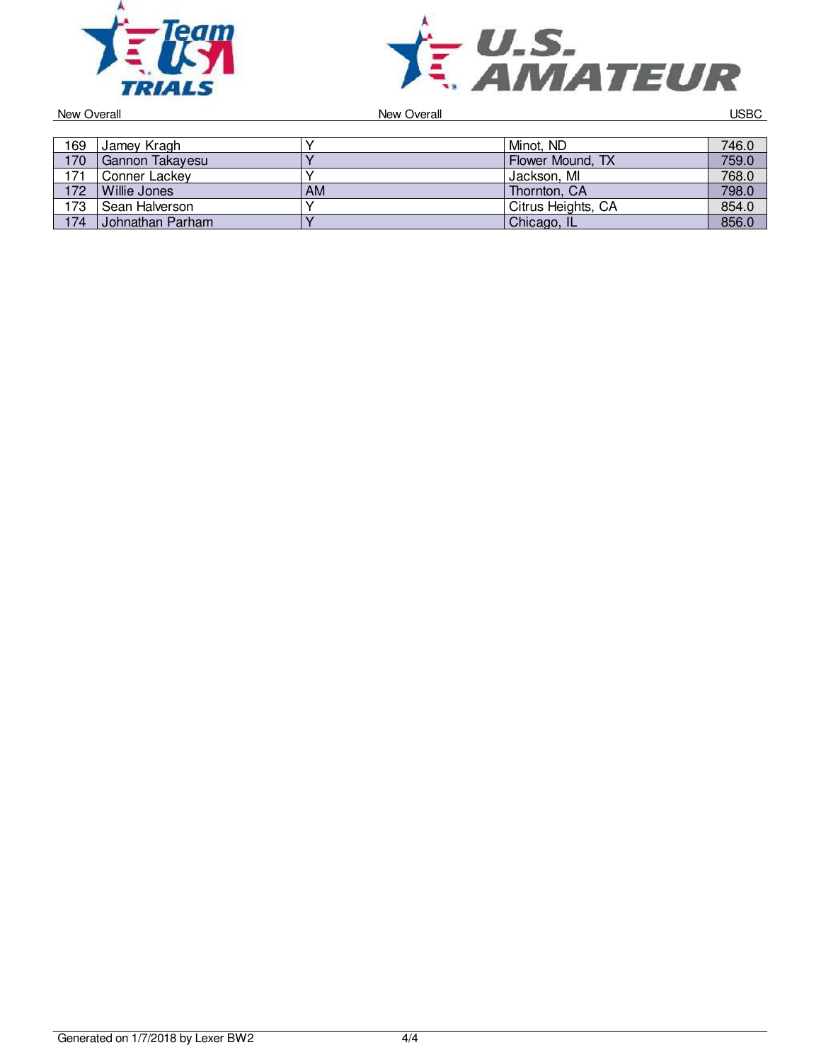| | | | | |
|---|---|---|---|---|
| 169 | Jamey Kragh | Y | Minot, ND | 746.0 |
| 170 | Gannon Takayesu | Y | Flower Mound, TX | 759.0 |
| 171 | Conner Lackey | Y | Jackson, MI | 768.0 |
| 172 | Willie Jones | AM | Thornton, CA | 798.0 |
| 173 | Sean Halverson | Y | Citrus Heights, CA | 854.0 |
| 174 | Johnathan Parham | Y | Chicago, IL | 856.0 |

Generated on 1/7/2018 by Lexer BW2